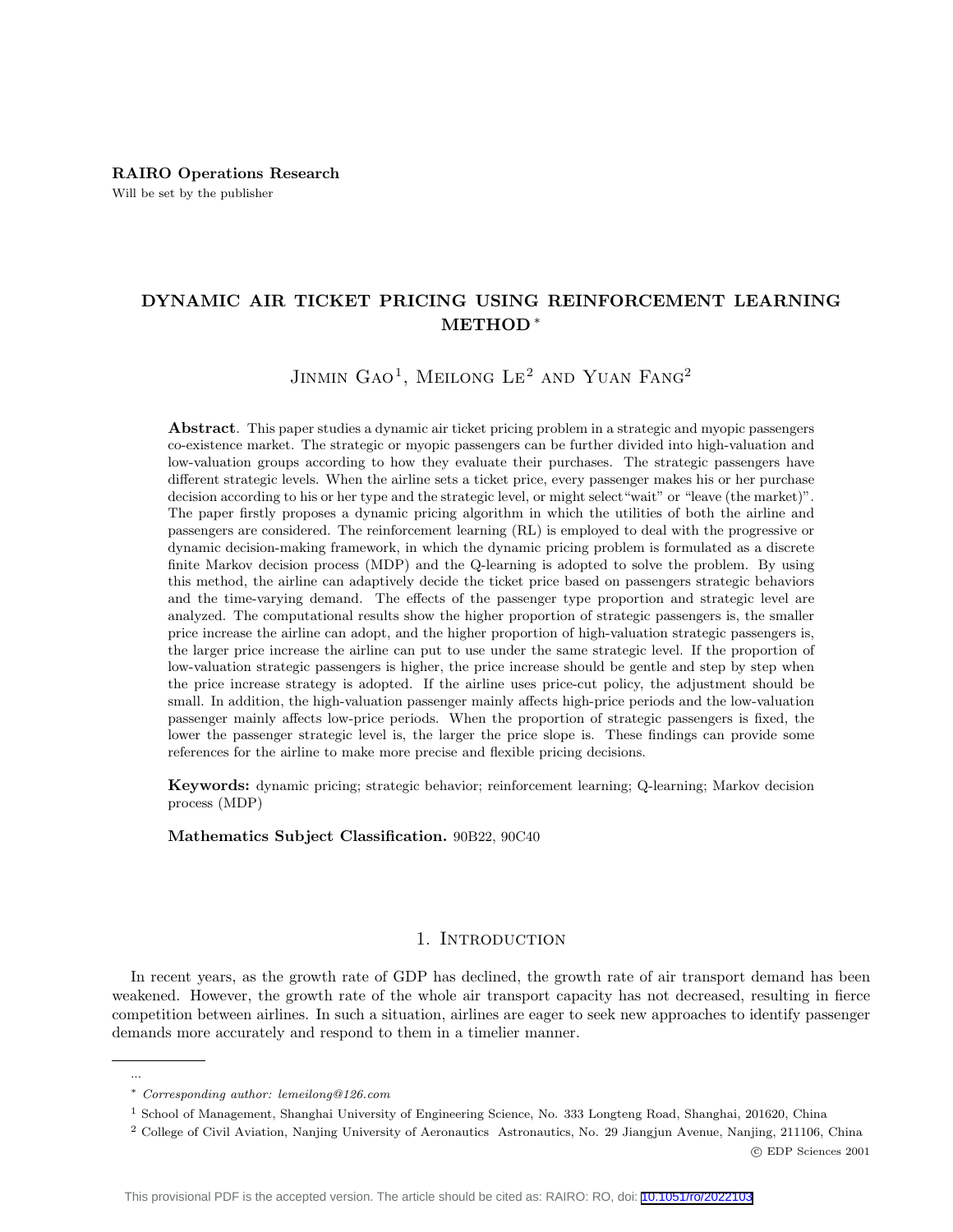# DYNAMIC AIR TICKET PRICING USING REINFORCEMENT LEARNING METHOD *

Jinmin Gao[1], Meilong Le[2] and Yuan Fang[2]

**Abstract**. This paper studies a dynamic air ticket pricing problem in a strategic and myopic passengers co-existence market. The strategic or myopic passengers can be further divided into high-valuation and low-valuation groups according to how they evaluate their purchases. The strategic passengers have different strategic levels. When the airline sets a ticket price, every passenger makes his or her purchase decision according to his or her type and the strategic level, or might select "wait" or "leave (the market)". The paper firstly proposes a dynamic pricing algorithm in which the utilities of both the airline and passengers are considered. The reinforcement learning (RL) is employed to deal with the progressive or dynamic decision-making framework, in which the dynamic pricing problem is formulated as a discrete finite Markov decision process (MDP) and the Q-learning is adopted to solve the problem. By using this method, the airline can adaptively decide the ticket price based on passengers strategic behaviors and the time-varying demand. The effects of the passenger type proportion and strategic level are analyzed. The computational results show the higher proportion of strategic passengers is, the smaller price increase the airline can adopt, and the higher proportion of high-valuation strategic passengers is, the larger price increase the airline can put to use under the same strategic level. If the proportion of low-valuation strategic passengers is higher, the price increase should be gentle and step by step when the price increase strategy is adopted. If the airline uses price-cut policy, the adjustment should be small. In addition, the high-valuation passenger mainly affects high-price periods and the low-valuation passenger mainly affects low-price periods. When the proportion of strategic passengers is fixed, the lower the passenger strategic level is, the larger the price slope is. These findings can provide some references for the airline to make more precise and flexible pricing decisions.

**Keywords:** dynamic pricing; strategic behavior; reinforcement learning; Q-learning; Markov decision process (MDP)

**Mathematics Subject Classification.** 90B22, 90C40

## 1. Introduction

In recent years, as the growth rate of GDP has declined, the growth rate of air transport demand has been weakened. However, the growth rate of the whole air transport capacity has not decreased, resulting in fierce competition between airlines. In such a situation, airlines are eager to seek new approaches to identify passenger demands more accurately and respond to them in a timelier manner.

...

\* *Corresponding author: lemeilong@126.com*

[1] School of Management, Shanghai University of Engineering Science, No. 333 Longteng Road, Shanghai, 201620, China

[2] College of Civil Aviation, Nanjing University of Aeronautics Astronautics, No. 29 Jiangjun Avenue, Nanjing, 211106, China

© EDP Sciences 2001

This provisional PDF is the accepted version. The article should be cited as: RAIRO: RO, doi: 10.1051/ro/2022103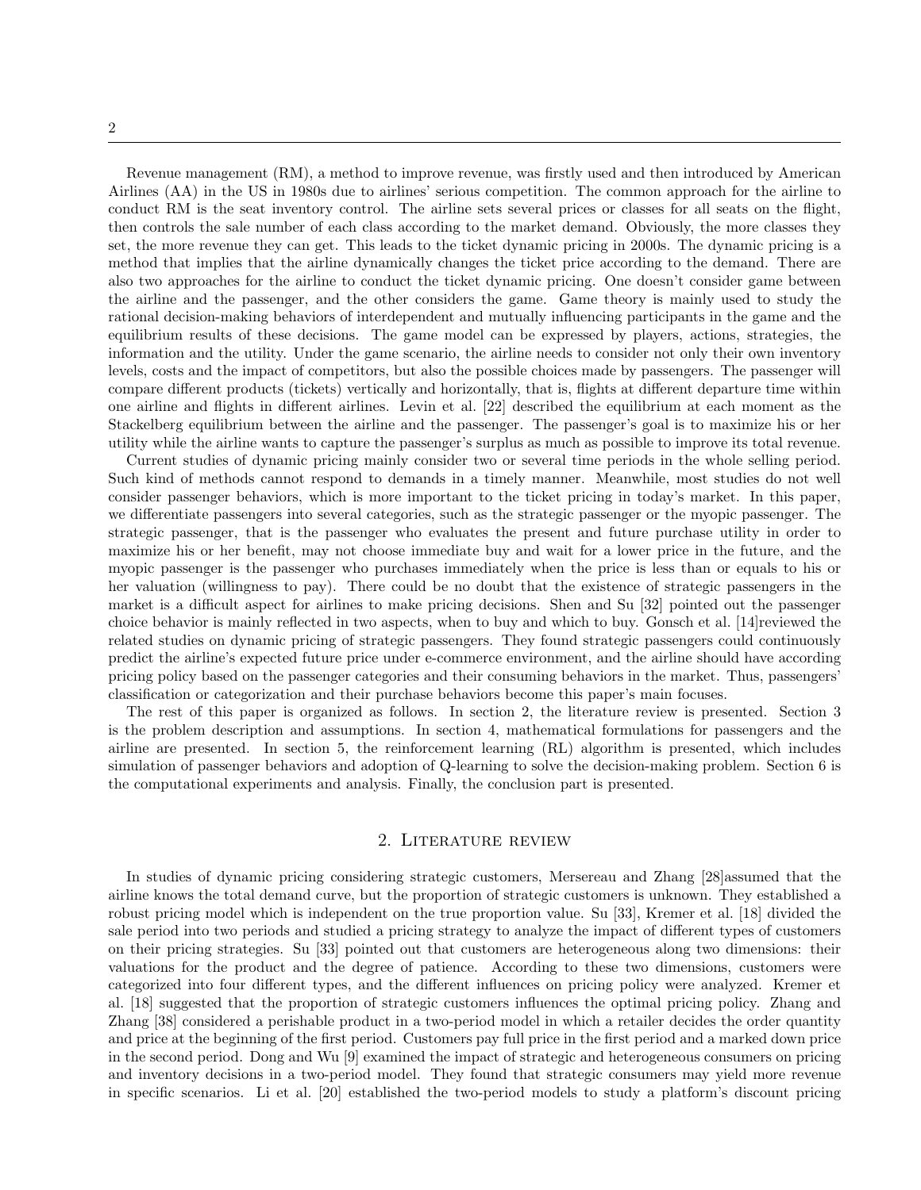Revenue management (RM), a method to improve revenue, was firstly used and then introduced by American Airlines (AA) in the US in 1980s due to airlines' serious competition. The common approach for the airline to conduct RM is the seat inventory control. The airline sets several prices or classes for all seats on the flight, then controls the sale number of each class according to the market demand. Obviously, the more classes they set, the more revenue they can get. This leads to the ticket dynamic pricing in 2000s. The dynamic pricing is a method that implies that the airline dynamically changes the ticket price according to the demand. There are also two approaches for the airline to conduct the ticket dynamic pricing. One doesn't consider game between the airline and the passenger, and the other considers the game. Game theory is mainly used to study the rational decision-making behaviors of interdependent and mutually influencing participants in the game and the equilibrium results of these decisions. The game model can be expressed by players, actions, strategies, the information and the utility. Under the game scenario, the airline needs to consider not only their own inventory levels, costs and the impact of competitors, but also the possible choices made by passengers. The passenger will compare different products (tickets) vertically and horizontally, that is, flights at different departure time within one airline and flights in different airlines. Levin et al. [22] described the equilibrium at each moment as the Stackelberg equilibrium between the airline and the passenger. The passenger's goal is to maximize his or her utility while the airline wants to capture the passenger's surplus as much as possible to improve its total revenue.

Current studies of dynamic pricing mainly consider two or several time periods in the whole selling period. Such kind of methods cannot respond to demands in a timely manner. Meanwhile, most studies do not well consider passenger behaviors, which is more important to the ticket pricing in today's market. In this paper, we differentiate passengers into several categories, such as the strategic passenger or the myopic passenger. The strategic passenger, that is the passenger who evaluates the present and future purchase utility in order to maximize his or her benefit, may not choose immediate buy and wait for a lower price in the future, and the myopic passenger is the passenger who purchases immediately when the price is less than or equals to his or her valuation (willingness to pay). There could be no doubt that the existence of strategic passengers in the market is a difficult aspect for airlines to make pricing decisions. Shen and Su [32] pointed out the passenger choice behavior is mainly reflected in two aspects, when to buy and which to buy. Gonsch et al. [14]reviewed the related studies on dynamic pricing of strategic passengers. They found strategic passengers could continuously predict the airline's expected future price under e-commerce environment, and the airline should have according pricing policy based on the passenger categories and their consuming behaviors in the market. Thus, passengers' classification or categorization and their purchase behaviors become this paper's main focuses.

The rest of this paper is organized as follows. In section 2, the literature review is presented. Section 3 is the problem description and assumptions. In section 4, mathematical formulations for passengers and the airline are presented. In section 5, the reinforcement learning (RL) algorithm is presented, which includes simulation of passenger behaviors and adoption of Q-learning to solve the decision-making problem. Section 6 is the computational experiments and analysis. Finally, the conclusion part is presented.

## 2. Literature review

In studies of dynamic pricing considering strategic customers, Mersereau and Zhang [28]assumed that the airline knows the total demand curve, but the proportion of strategic customers is unknown. They established a robust pricing model which is independent on the true proportion value. Su [33], Kremer et al. [18] divided the sale period into two periods and studied a pricing strategy to analyze the impact of different types of customers on their pricing strategies. Su [33] pointed out that customers are heterogeneous along two dimensions: their valuations for the product and the degree of patience. According to these two dimensions, customers were categorized into four different types, and the different influences on pricing policy were analyzed. Kremer et al. [18] suggested that the proportion of strategic customers influences the optimal pricing policy. Zhang and Zhang [38] considered a perishable product in a two-period model in which a retailer decides the order quantity and price at the beginning of the first period. Customers pay full price in the first period and a marked down price in the second period. Dong and Wu [9] examined the impact of strategic and heterogeneous consumers on pricing and inventory decisions in a two-period model. They found that strategic consumers may yield more revenue in specific scenarios. Li et al. [20] established the two-period models to study a platform's discount pricing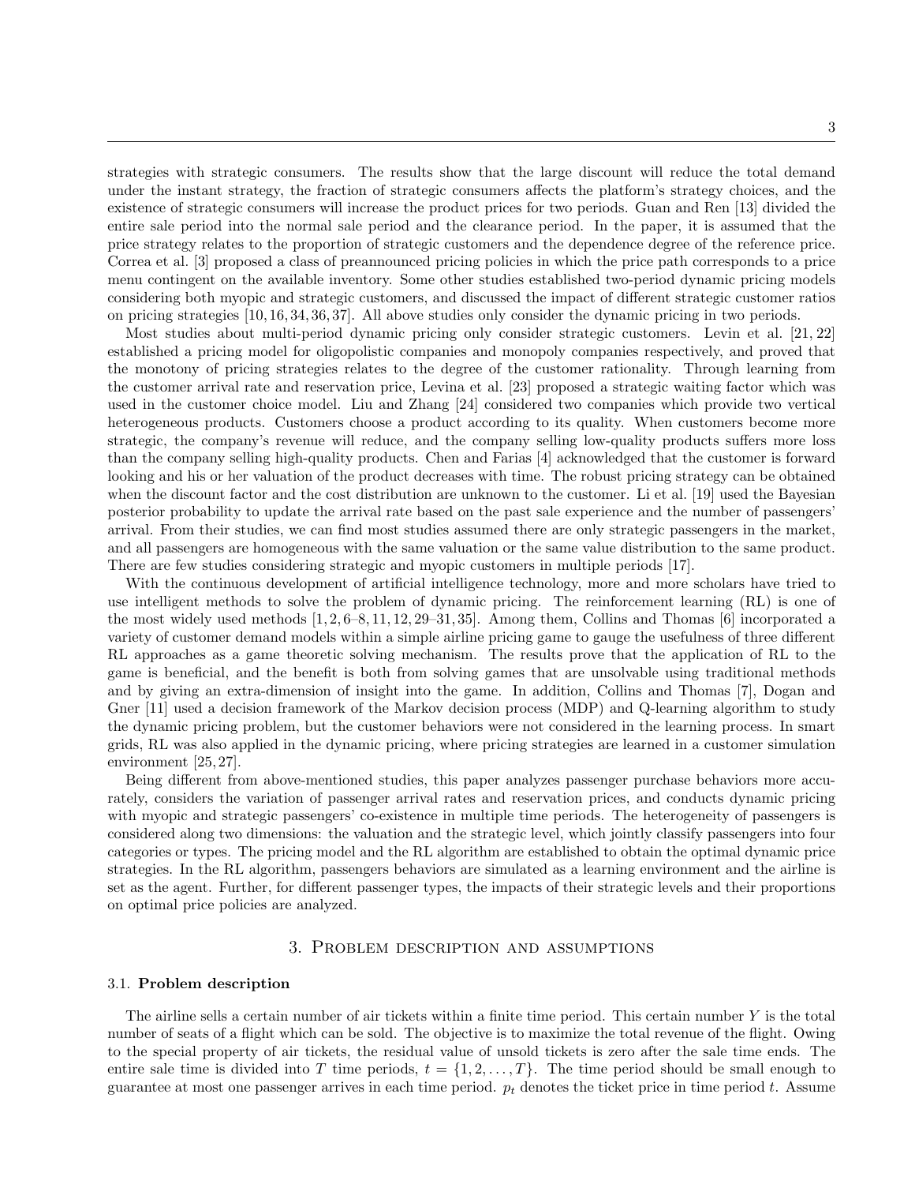strategies with strategic consumers. The results show that the large discount will reduce the total demand under the instant strategy, the fraction of strategic consumers affects the platform's strategy choices, and the existence of strategic consumers will increase the product prices for two periods. Guan and Ren [13] divided the entire sale period into the normal sale period and the clearance period. In the paper, it is assumed that the price strategy relates to the proportion of strategic customers and the dependence degree of the reference price. Correa et al. [3] proposed a class of preannounced pricing policies in which the price path corresponds to a price menu contingent on the available inventory. Some other studies established two-period dynamic pricing models considering both myopic and strategic customers, and discussed the impact of different strategic customer ratios on pricing strategies [10, 16, 34, 36, 37]. All above studies only consider the dynamic pricing in two periods.

Most studies about multi-period dynamic pricing only consider strategic customers. Levin et al. [21, 22] established a pricing model for oligopolistic companies and monopoly companies respectively, and proved that the monotony of pricing strategies relates to the degree of the customer rationality. Through learning from the customer arrival rate and reservation price, Levina et al. [23] proposed a strategic waiting factor which was used in the customer choice model. Liu and Zhang [24] considered two companies which provide two vertical heterogeneous products. Customers choose a product according to its quality. When customers become more strategic, the company's revenue will reduce, and the company selling low-quality products suffers more loss than the company selling high-quality products. Chen and Farias [4] acknowledged that the customer is forward looking and his or her valuation of the product decreases with time. The robust pricing strategy can be obtained when the discount factor and the cost distribution are unknown to the customer. Li et al. [19] used the Bayesian posterior probability to update the arrival rate based on the past sale experience and the number of passengers' arrival. From their studies, we can find most studies assumed there are only strategic passengers in the market, and all passengers are homogeneous with the same valuation or the same value distribution to the same product. There are few studies considering strategic and myopic customers in multiple periods [17].

With the continuous development of artificial intelligence technology, more and more scholars have tried to use intelligent methods to solve the problem of dynamic pricing. The reinforcement learning (RL) is one of the most widely used methods [1, 2, 6–8, 11, 12, 29–31, 35]. Among them, Collins and Thomas [6] incorporated a variety of customer demand models within a simple airline pricing game to gauge the usefulness of three different RL approaches as a game theoretic solving mechanism. The results prove that the application of RL to the game is beneficial, and the benefit is both from solving games that are unsolvable using traditional methods and by giving an extra-dimension of insight into the game. In addition, Collins and Thomas [7], Dogan and Gner [11] used a decision framework of the Markov decision process (MDP) and Q-learning algorithm to study the dynamic pricing problem, but the customer behaviors were not considered in the learning process. In smart grids, RL was also applied in the dynamic pricing, where pricing strategies are learned in a customer simulation environment [25, 27].

Being different from above-mentioned studies, this paper analyzes passenger purchase behaviors more accurately, considers the variation of passenger arrival rates and reservation prices, and conducts dynamic pricing with myopic and strategic passengers' co-existence in multiple time periods. The heterogeneity of passengers is considered along two dimensions: the valuation and the strategic level, which jointly classify passengers into four categories or types. The pricing model and the RL algorithm are established to obtain the optimal dynamic price strategies. In the RL algorithm, passengers behaviors are simulated as a learning environment and the airline is set as the agent. Further, for different passenger types, the impacts of their strategic levels and their proportions on optimal price policies are analyzed.

## 3. Problem description and assumptions

### 3.1. Problem description

The airline sells a certain number of air tickets within a finite time period. This certain number $Y$ is the total number of seats of a flight which can be sold. The objective is to maximize the total revenue of the flight. Owing to the special property of air tickets, the residual value of unsold tickets is zero after the sale time ends. The entire sale time is divided into $T$ time periods, $t = \{1, 2, \ldots, T\}$. The time period should be small enough to guarantee at most one passenger arrives in each time period. $p_t$ denotes the ticket price in time period $t$. Assume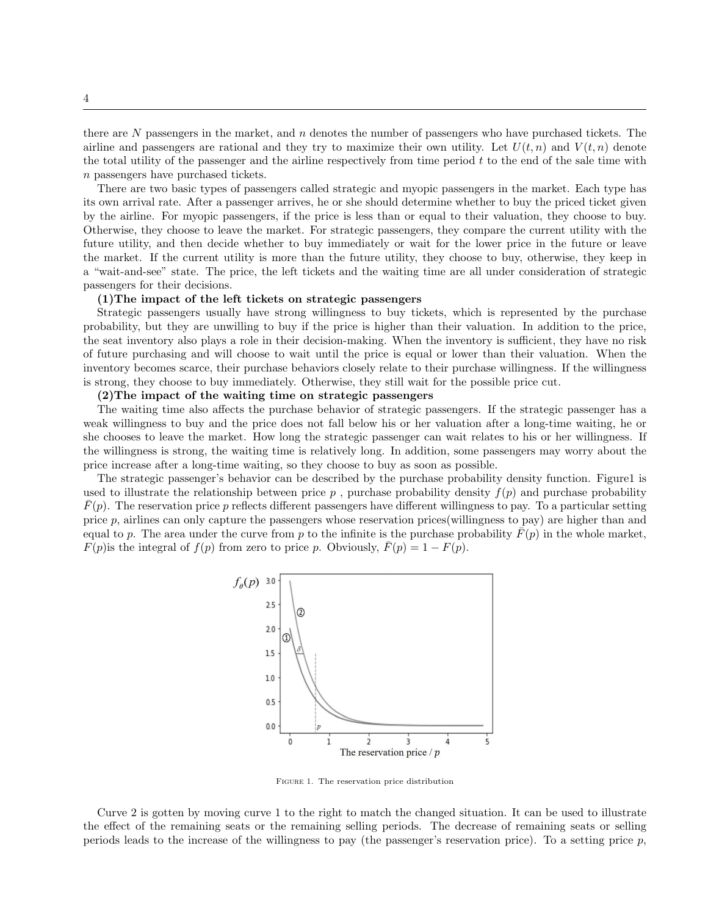there are $N$ passengers in the market, and $n$ denotes the number of passengers who have purchased tickets. The airline and passengers are rational and they try to maximize their own utility. Let $U(t, n)$ and $V(t, n)$ denote the total utility of the passenger and the airline respectively from time period $t$ to the end of the sale time with $n$ passengers have purchased tickets.

There are two basic types of passengers called strategic and myopic passengers in the market. Each type has its own arrival rate. After a passenger arrives, he or she should determine whether to buy the priced ticket given by the airline. For myopic passengers, if the price is less than or equal to their valuation, they choose to buy. Otherwise, they choose to leave the market. For strategic passengers, they compare the current utility with the future utility, and then decide whether to buy immediately or wait for the lower price in the future or leave the market. If the current utility is more than the future utility, they choose to buy, otherwise, they keep in a "wait-and-see" state. The price, the left tickets and the waiting time are all under consideration of strategic passengers for their decisions.

**(1)The impact of the left tickets on strategic passengers**

Strategic passengers usually have strong willingness to buy tickets, which is represented by the purchase probability, but they are unwilling to buy if the price is higher than their valuation. In addition to the price, the seat inventory also plays a role in their decision-making. When the inventory is sufficient, they have no risk of future purchasing and will choose to wait until the price is equal or lower than their valuation. When the inventory becomes scarce, their purchase behaviors closely relate to their purchase willingness. If the willingness is strong, they choose to buy immediately. Otherwise, they still wait for the possible price cut.

**(2)The impact of the waiting time on strategic passengers**

The waiting time also affects the purchase behavior of strategic passengers. If the strategic passenger has a weak willingness to buy and the price does not fall below his or her valuation after a long-time waiting, he or she chooses to leave the market. How long the strategic passenger can wait relates to his or her willingness. If the willingness is strong, the waiting time is relatively long. In addition, some passengers may worry about the price increase after a long-time waiting, so they choose to buy as soon as possible.

The strategic passenger's behavior can be described by the purchase probability density function. Figure1 is used to illustrate the relationship between price $p$ , purchase probability density $f(p)$ and purchase probability $\bar{F}(p)$. The reservation price $p$ reflects different passengers have different willingness to pay. To a particular setting price $p$, airlines can only capture the passengers whose reservation prices(willingness to pay) are higher than and equal to $p$. The area under the curve from $p$ to the infinite is the purchase probability $\bar{F}(p)$ in the whole market, $F(p)$is the integral of $f(p)$ from zero to price $p$. Obviously, $\bar{F}(p) = 1 - F(p)$.

Figure 1. The reservation price distribution

Curve 2 is gotten by moving curve 1 to the right to match the changed situation. It can be used to illustrate the effect of the remaining seats or the remaining selling periods. The decrease of remaining seats or selling periods leads to the increase of the willingness to pay (the passenger's reservation price). To a setting price $p$,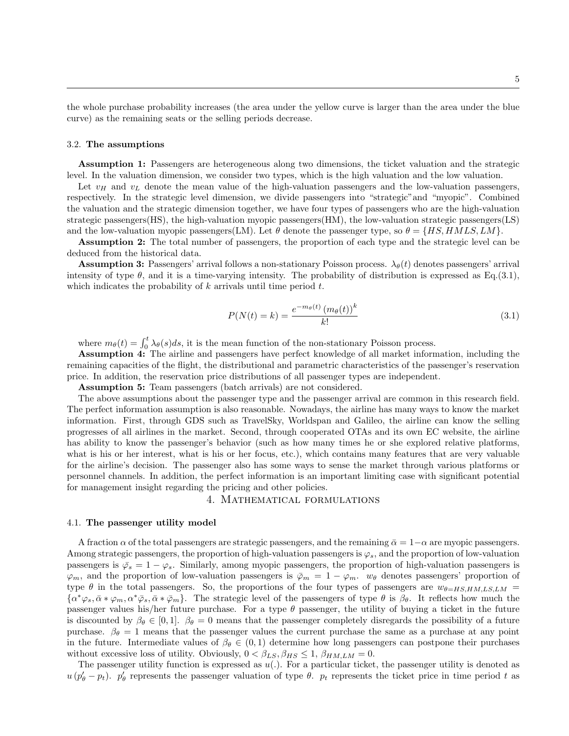the whole purchase probability increases (the area under the yellow curve is larger than the area under the blue curve) as the remaining seats or the selling periods decrease.

### 3.2. The assumptions

**Assumption 1:** Passengers are heterogeneous along two dimensions, the ticket valuation and the strategic level. In the valuation dimension, we consider two types, which is the high valuation and the low valuation.

Let $v_H$ and $v_L$ denote the mean value of the high-valuation passengers and the low-valuation passengers, respectively. In the strategic level dimension, we divide passengers into "strategic"and "myopic". Combined the valuation and the strategic dimension together, we have four types of passengers who are the high-valuation strategic passengers(HS), the high-valuation myopic passengers(HM), the low-valuation strategic passengers(LS) and the low-valuation myopic passengers(LM). Let $\theta$ denote the passenger type, so $\theta = \{HS, HMLS, LM\}$.

**Assumption 2:** The total number of passengers, the proportion of each type and the strategic level can be deduced from the historical data.

**Assumption 3:** Passengers' arrival follows a non-stationary Poisson process. $\lambda_\theta(t)$ denotes passengers' arrival intensity of type $\theta$, and it is a time-varying intensity. The probability of distribution is expressed as Eq.(3.1), which indicates the probability of $k$ arrivals until time period $t$.

$$P(N(t) = k) = \frac{e^{-m_\theta(t)}\left(m_\theta(t)\right)^k}{k!} \tag{3.1}$$

where $m_\theta(t) = \int_0^t \lambda_\theta(s)ds$, it is the mean function of the non-stationary Poisson process.

**Assumption 4:** The airline and passengers have perfect knowledge of all market information, including the remaining capacities of the flight, the distributional and parametric characteristics of the passenger's reservation price. In addition, the reservation price distributions of all passenger types are independent.

**Assumption 5:** Team passengers (batch arrivals) are not considered.

The above assumptions about the passenger type and the passenger arrival are common in this research field. The perfect information assumption is also reasonable. Nowadays, the airline has many ways to know the market information. First, through GDS such as TravelSky, Worldspan and Galileo, the airline can know the selling progresses of all airlines in the market. Second, through cooperated OTAs and its own EC website, the airline has ability to know the passenger's behavior (such as how many times he or she explored relative platforms, what is his or her interest, what is his or her focus, etc.), which contains many features that are very valuable for the airline's decision. The passenger also has some ways to sense the market through various platforms or personnel channels. In addition, the perfect information is an important limiting case with significant potential for management insight regarding the pricing and other policies.

## 4. Mathematical formulations

### 4.1. The passenger utility model

A fraction $\alpha$ of the total passengers are strategic passengers, and the remaining $\bar{\alpha} = 1-\alpha$ are myopic passengers. Among strategic passengers, the proportion of high-valuation passengers is $\varphi_s$, and the proportion of low-valuation passengers is $\bar{\varphi}_s = 1 - \varphi_s$. Similarly, among myopic passengers, the proportion of high-valuation passengers is $\varphi_m$, and the proportion of low-valuation passengers is $\bar{\varphi}_m = 1 - \varphi_m$. $w_\theta$ denotes passengers' proportion of type $\theta$ in the total passengers. So, the proportions of the four types of passengers are $w_{\theta=HS,HM,LS,LM} = \{\alpha^*\varphi_s, \bar{\alpha} * \varphi_m, \alpha^*\bar{\varphi}_s, \bar{\alpha} * \bar{\varphi}_m\}$. The strategic level of the passengers of type $\theta$ is $\beta_\theta$. It reflects how much the passenger values his/her future purchase. For a type $\theta$ passenger, the utility of buying a ticket in the future is discounted by $\beta_\theta \in [0, 1]$. $\beta_\theta = 0$ means that the passenger completely disregards the possibility of a future purchase. $\beta_\theta = 1$ means that the passenger values the current purchase the same as a purchase at any point in the future. Intermediate values of $\beta_\theta \in (0, 1)$ determine how long passengers can postpone their purchases without excessive loss of utility. Obviously, $0 < \beta_{LS}, \beta_{HS} \leq 1$, $\beta_{HM,LM} = 0$.

The passenger utility function is expressed as $u(.)$. For a particular ticket, the passenger utility is denoted as $u\left(p'_\theta - p_t\right)$. $p'_\theta$ represents the passenger valuation of type $\theta$. $p_t$ represents the ticket price in time period $t$ as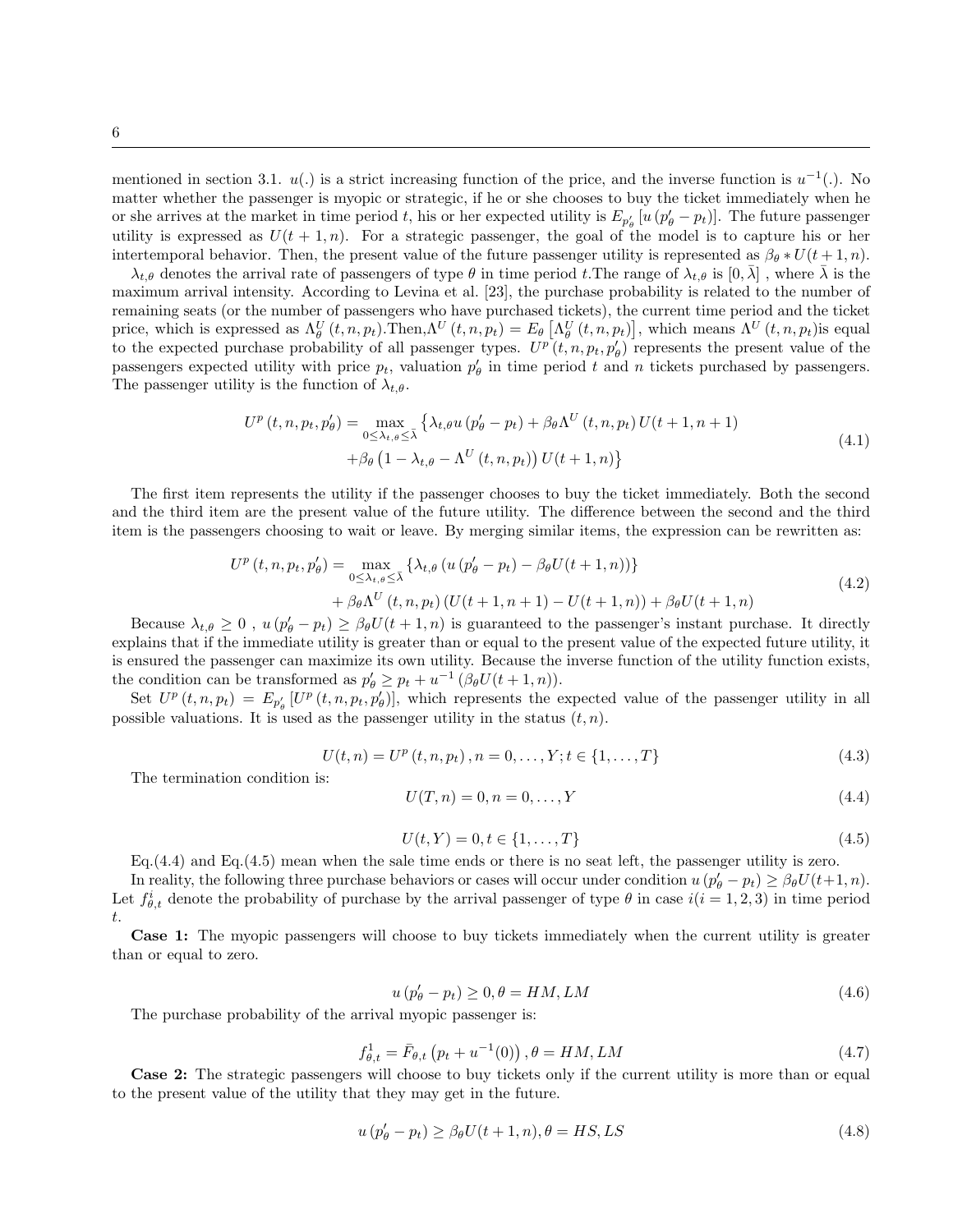mentioned in section 3.1. $u(.)$ is a strict increasing function of the price, and the inverse function is $u^{-1}(.)$. No matter whether the passenger is myopic or strategic, if he or she chooses to buy the ticket immediately when he or she arrives at the market in time period $t$, his or her expected utility is $E_{p'_\theta}\left[u\left(p'_\theta - p_t\right)\right]$. The future passenger utility is expressed as $U(t+1,n)$. For a strategic passenger, the goal of the model is to capture his or her intertemporal behavior. Then, the present value of the future passenger utility is represented as $\beta_\theta * U(t+1,n)$.

$\lambda_{t,\theta}$ denotes the arrival rate of passengers of type $\theta$ in time period $t$.The range of $\lambda_{t,\theta}$ is $[0,\bar{\lambda}]$ , where $\bar{\lambda}$ is the maximum arrival intensity. According to Levina et al. [23], the purchase probability is related to the number of remaining seats (or the number of passengers who have purchased tickets), the current time period and the ticket price, which is expressed as $\Lambda^U_\theta(t,n,p_t)$.Then,$\Lambda^U(t,n,p_t) = E_\theta\left[\Lambda^U_\theta(t,n,p_t)\right]$, which means $\Lambda^U(t,n,p_t)$is equal to the expected purchase probability of all passenger types. $U^p(t,n,p_t,p'_\theta)$ represents the present value of the passengers expected utility with price $p_t$, valuation $p'_\theta$ in time period $t$ and $n$ tickets purchased by passengers. The passenger utility is the function of $\lambda_{t,\theta}$.

$$
\begin{aligned}
U^p\left(t,n,p_t,p'_\theta\right) = \max_{0\le\lambda_{t,\theta}\le\bar{\lambda}} &\left\{\lambda_{t,\theta} u\left(p'_\theta - p_t\right) + \beta_\theta \Lambda^U\left(t,n,p_t\right) U(t+1,n+1)\right. \\
&\left. + \beta_\theta\left(1-\lambda_{t,\theta} - \Lambda^U\left(t,n,p_t\right)\right) U(t+1,n)\right\}
\end{aligned}
\tag{4.1}
$$

The first item represents the utility if the passenger chooses to buy the ticket immediately. Both the second and the third item are the present value of the future utility. The difference between the second and the third item is the passengers choosing to wait or leave. By merging similar items, the expression can be rewritten as:

$$
\begin{aligned}
U^p\left(t,n,p_t,p'_\theta\right) = &\max_{0\le\lambda_{t,\theta}\le\bar{\lambda}} \left\{\lambda_{t,\theta}\left(u\left(p'_\theta - p_t\right) - \beta_\theta U(t+1,n)\right)\right\} \\
&+ \beta_\theta \Lambda^U\left(t,n,p_t\right)\left(U(t+1,n+1) - U(t+1,n)\right) + \beta_\theta U(t+1,n)
\end{aligned}
\tag{4.2}
$$

Because $\lambda_{t,\theta} \ge 0$ , $u\left(p'_\theta - p_t\right) \ge \beta_\theta U(t+1,n)$ is guaranteed to the passenger's instant purchase. It directly explains that if the immediate utility is greater than or equal to the present value of the expected future utility, it is ensured the passenger can maximize its own utility. Because the inverse function of the utility function exists, the condition can be transformed as $p'_\theta \ge p_t + u^{-1}\left(\beta_\theta U(t+1,n)\right)$.

Set $U^p\left(t,n,p_t\right) = E_{p'_\theta}\left[U^p\left(t,n,p_t,p'_\theta\right)\right]$, which represents the expected value of the passenger utility in all possible valuations. It is used as the passenger utility in the status $(t,n)$.

$$
U(t,n) = U^p\left(t,n,p_t\right), n = 0,\ldots,Y; t \in \{1,\ldots,T\}
\tag{4.3}
$$

The termination condition is:

$$
U(T,n) = 0, n = 0,\ldots,Y
\tag{4.4}
$$

$$
U(t,Y) = 0, t \in \{1,\ldots,T\}
\tag{4.5}
$$

Eq.(4.4) and Eq.(4.5) mean when the sale time ends or there is no seat left, the passenger utility is zero.

In reality, the following three purchase behaviors or cases will occur under condition $u\left(p'_\theta - p_t\right) \ge \beta_\theta U(t+1,n)$. Let $f^i_{\theta,t}$ denote the probability of purchase by the arrival passenger of type $\theta$ in case $i(i = 1,2,3)$ in time period $t$.

**Case 1:** The myopic passengers will choose to buy tickets immediately when the current utility is greater than or equal to zero.

$$
u\left(p'_\theta - p_t\right) \ge 0, \theta = HM, LM
\tag{4.6}
$$

The purchase probability of the arrival myopic passenger is:

$$
f^1_{\theta,t} = \bar{F}_{\theta,t}\left(p_t + u^{-1}(0)\right), \theta = HM, LM
\tag{4.7}
$$

**Case 2:** The strategic passengers will choose to buy tickets only if the current utility is more than or equal to the present value of the utility that they may get in the future.

$$
u\left(p'_\theta - p_t\right) \ge \beta_\theta U(t+1,n), \theta = HS, LS
\tag{4.8}
$$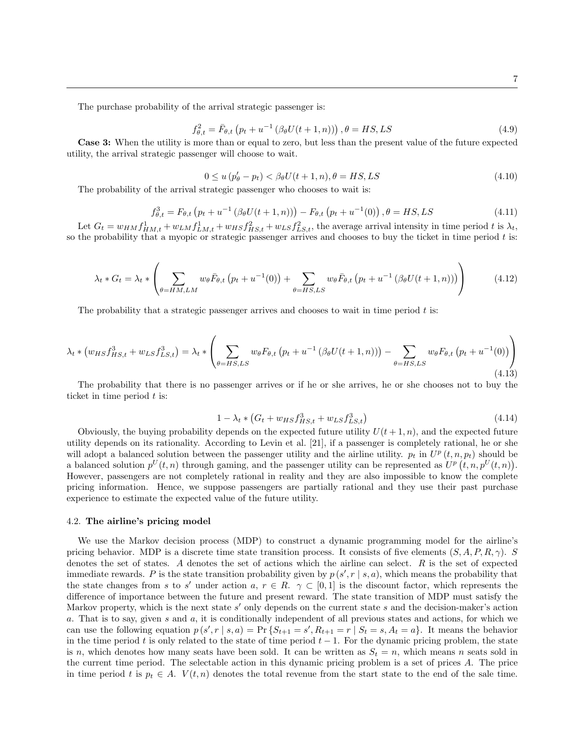The purchase probability of the arrival strategic passenger is:

$$f_{\theta,t}^2 = \bar{F}_{\theta,t}\left(p_t + u^{-1}\left(\beta_\theta U(t+1,n)\right)\right), \theta = HS, LS \tag{4.9}$$

**Case 3:** When the utility is more than or equal to zero, but less than the present value of the future expected utility, the arrival strategic passenger will choose to wait.

$$0 \le u\left(p'_\theta - p_t\right) < \beta_\theta U(t+1,n), \theta = HS, LS \tag{4.10}$$

The probability of the arrival strategic passenger who chooses to wait is:

$$f_{\theta,t}^3 = F_{\theta,t}\left(p_t + u^{-1}\left(\beta_\theta U(t+1,n)\right)\right) - F_{\theta,t}\left(p_t + u^{-1}(0)\right), \theta = HS, LS \tag{4.11}$$

Let $G_t = w_{HM} f_{HM,t}^1 + w_{LM} f_{LM,t}^1 + w_{HS} f_{HS,t}^2 + w_{LS} f_{LS,t}^2$, the average arrival intensity in time period $t$ is $\lambda_t$, so the probability that a myopic or strategic passenger arrives and chooses to buy the ticket in time period $t$ is:

$$\lambda_t * G_t = \lambda_t * \left(\sum_{\theta=HM,LM} w_\theta \bar{F}_{\theta,t}\left(p_t + u^{-1}(0)\right) + \sum_{\theta=HS,LS} w_\theta \bar{F}_{\theta,t}\left(p_t + u^{-1}\left(\beta_\theta U(t+1,n)\right)\right)\right) \tag{4.12}$$

The probability that a strategic passenger arrives and chooses to wait in time period $t$ is:

$$\lambda_t * \left(w_{HS} f_{HS,t}^3 + w_{LS} f_{LS,t}^3\right) = \lambda_t * \left(\sum_{\theta=HS,LS} w_\theta F_{\theta,t}\left(p_t + u^{-1}\left(\beta_\theta U(t+1,n)\right)\right) - \sum_{\theta=HS,LS} w_\theta F_{\theta,t}\left(p_t + u^{-1}(0)\right)\right) \tag{4.13}$$

The probability that there is no passenger arrives or if he or she arrives, he or she chooses not to buy the ticket in time period $t$ is:

$$1 - \lambda_t * \left(G_t + w_{HS} f_{HS,t}^3 + w_{LS} f_{LS,t}^3\right) \tag{4.14}$$

Obviously, the buying probability depends on the expected future utility $U(t+1,n)$, and the expected future utility depends on its rationality. According to Levin et al. [21], if a passenger is completely rational, he or she will adopt a balanced solution between the passenger utility and the airline utility. $p_t$ in $U^p(t,n,p_t)$ should be a balanced solution $p^U(t,n)$ through gaming, and the passenger utility can be represented as $U^p\left(t,n,p^U(t,n)\right)$. However, passengers are not completely rational in reality and they are also impossible to know the complete pricing information. Hence, we suppose passengers are partially rational and they use their past purchase experience to estimate the expected value of the future utility.

### 4.2. The airline's pricing model

We use the Markov decision process (MDP) to construct a dynamic programming model for the airline's pricing behavior. MDP is a discrete time state transition process. It consists of five elements $(S, A, P, R, \gamma)$. $S$ denotes the set of states. $A$ denotes the set of actions which the airline can select. $R$ is the set of expected immediate rewards. $P$ is the state transition probability given by $p(s', r \mid s, a)$, which means the probability that the state changes from $s$ to $s'$ under action $a$, $r \in R$. $\gamma \subset [0,1]$ is the discount factor, which represents the difference of importance between the future and present reward. The state transition of MDP must satisfy the Markov property, which is the next state $s'$ only depends on the current state $s$ and the decision-maker's action $a$. That is to say, given $s$ and $a$, it is conditionally independent of all previous states and actions, for which we can use the following equation $p(s', r \mid s, a) = \Pr\{S_{t+1} = s', R_{t+1} = r \mid S_t = s, A_t = a\}$. It means the behavior in the time period $t$ is only related to the state of time period $t-1$. For the dynamic pricing problem, the state is $n$, which denotes how many seats have been sold. It can be written as $S_t = n$, which means $n$ seats sold in the current time period. The selectable action in this dynamic pricing problem is a set of prices $A$. The price in time period $t$ is $p_t \in A$. $V(t,n)$ denotes the total revenue from the start state to the end of the sale time.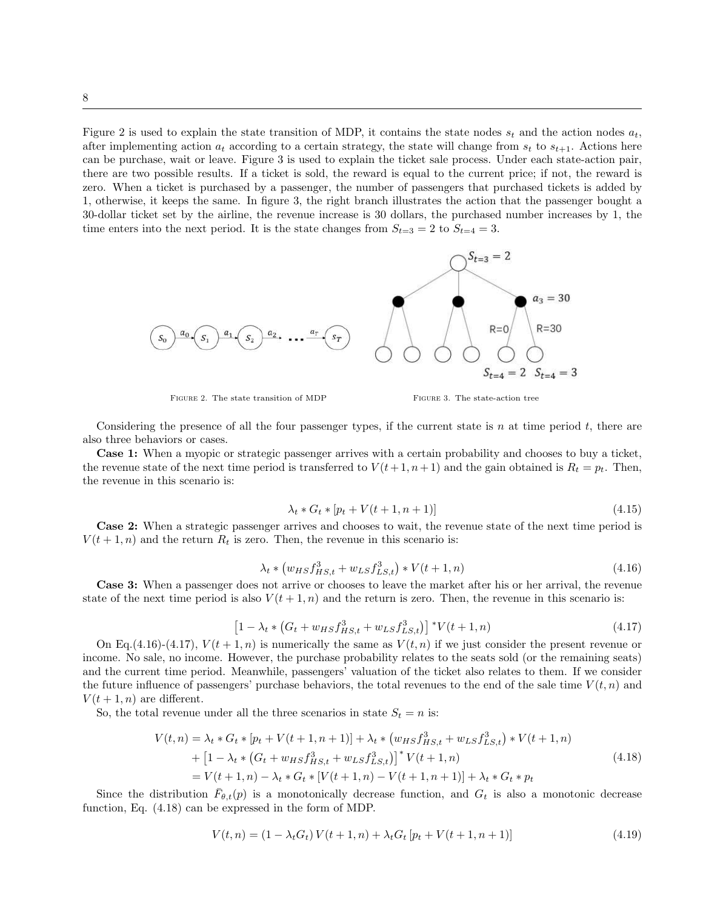Figure 2 is used to explain the state transition of MDP, it contains the state nodes $s_t$ and the action nodes $a_t$, after implementing action $a_t$ according to a certain strategy, the state will change from $s_t$ to $s_{t+1}$. Actions here can be purchase, wait or leave. Figure 3 is used to explain the ticket sale process. Under each state-action pair, there are two possible results. If a ticket is sold, the reward is equal to the current price; if not, the reward is zero. When a ticket is purchased by a passenger, the number of passengers that purchased tickets is added by 1, otherwise, it keeps the same. In figure 3, the right branch illustrates the action that the passenger bought a 30-dollar ticket set by the airline, the revenue increase is 30 dollars, the purchased number increases by 1, the time enters into the next period. It is the state changes from $S_{t=3} = 2$ to $S_{t=4} = 3$.

FIGURE 2. The state transition of MDP

FIGURE 3. The state-action tree

Considering the presence of all the four passenger types, if the current state is $n$ at time period $t$, there are also three behaviors or cases.

**Case 1:** When a myopic or strategic passenger arrives with a certain probability and chooses to buy a ticket, the revenue state of the next time period is transferred to $V(t+1, n+1)$ and the gain obtained is $R_t = p_t$. Then, the revenue in this scenario is:

$$\lambda_t * G_t * [p_t + V(t+1, n+1)] \tag{4.15}$$

**Case 2:** When a strategic passenger arrives and chooses to wait, the revenue state of the next time period is $V(t+1, n)$ and the return $R_t$ is zero. Then, the revenue in this scenario is:

$$\lambda_t * \left(w_{HS} f_{HS,t}^3 + w_{LS} f_{LS,t}^3\right) * V(t+1, n) \tag{4.16}$$

**Case 3:** When a passenger does not arrive or chooses to leave the market after his or her arrival, the revenue state of the next time period is also $V(t+1, n)$ and the return is zero. Then, the revenue in this scenario is:

$$\left[1 - \lambda_t * \left(G_t + w_{HS} f_{HS,t}^3 + w_{LS} f_{LS,t}^3\right)\right]^* V(t+1, n) \tag{4.17}$$

On Eq.(4.16)-(4.17), $V(t+1, n)$ is numerically the same as $V(t, n)$ if we just consider the present revenue or income. No sale, no income. However, the purchase probability relates to the seats sold (or the remaining seats) and the current time period. Meanwhile, passengers' valuation of the ticket also relates to them. If we consider the future influence of passengers' purchase behaviors, the total revenues to the end of the sale time $V(t, n)$ and $V(t+1, n)$ are different.

So, the total revenue under all the three scenarios in state $S_t = n$ is:

$$\begin{aligned}
V(t, n) &= \lambda_t * G_t * [p_t + V(t+1, n+1)] + \lambda_t * \left(w_{HS} f_{HS,t}^3 + w_{LS} f_{LS,t}^3\right) * V(t+1, n) \\
&\quad + \left[1 - \lambda_t * \left(G_t + w_{HS} f_{HS,t}^3 + w_{LS} f_{LS,t}^3\right)\right]^* V(t+1, n) \\
&= V(t+1, n) - \lambda_t * G_t * [V(t+1, n) - V(t+1, n+1)] + \lambda_t * G_t * p_t
\end{aligned} \tag{4.18}$$

Since the distribution $\bar{F}_{\theta,t}(p)$ is a monotonically decrease function, and $G_t$ is also a monotonic decrease function, Eq. (4.18) can be expressed in the form of MDP.

$$V(t, n) = (1 - \lambda_t G_t) V(t+1, n) + \lambda_t G_t [p_t + V(t+1, n+1)] \tag{4.19}$$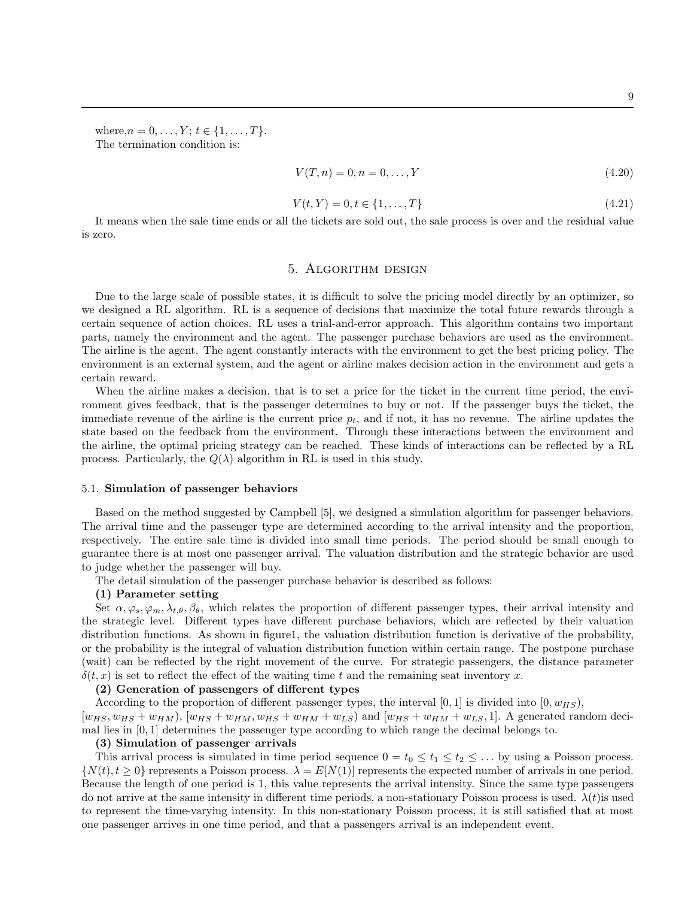where, $n = 0, \ldots, Y$; $t \in \{1, \ldots, T\}$.
The termination condition is:

$$V(T, n) = 0, n = 0, \ldots, Y \tag{4.20}$$

$$V(t, Y) = 0, t \in \{1, \ldots, T\} \tag{4.21}$$

It means when the sale time ends or all the tickets are sold out, the sale process is over and the residual value is zero.

## 5. Algorithm design

Due to the large scale of possible states, it is difficult to solve the pricing model directly by an optimizer, so we designed a RL algorithm. RL is a sequence of decisions that maximize the total future rewards through a certain sequence of action choices. RL uses a trial-and-error approach. This algorithm contains two important parts, namely the environment and the agent. The passenger purchase behaviors are used as the environment. The airline is the agent. The agent constantly interacts with the environment to get the best pricing policy. The environment is an external system, and the agent or airline makes decision action in the environment and gets a certain reward.

When the airline makes a decision, that is to set a price for the ticket in the current time period, the environment gives feedback, that is the passenger determines to buy or not. If the passenger buys the ticket, the immediate revenue of the airline is the current price $p_t$, and if not, it has no revenue. The airline updates the state based on the feedback from the environment. Through these interactions between the environment and the airline, the optimal pricing strategy can be reached. These kinds of interactions can be reflected by a RL process. Particularly, the $Q(\lambda)$ algorithm in RL is used in this study.

### 5.1. Simulation of passenger behaviors

Based on the method suggested by Campbell [5], we designed a simulation algorithm for passenger behaviors. The arrival time and the passenger type are determined according to the arrival intensity and the proportion, respectively. The entire sale time is divided into small time periods. The period should be small enough to guarantee there is at most one passenger arrival. The valuation distribution and the strategic behavior are used to judge whether the passenger will buy.

The detail simulation of the passenger purchase behavior is described as follows:

**(1) Parameter setting**

Set $\alpha, \varphi_s, \varphi_m, \lambda_{t,\theta}, \beta_\theta$, which relates the proportion of different passenger types, their arrival intensity and the strategic level. Different types have different purchase behaviors, which are reflected by their valuation distribution functions. As shown in figure1, the valuation distribution function is derivative of the probability, or the probability is the integral of valuation distribution function within certain range. The postpone purchase (wait) can be reflected by the right movement of the curve. For strategic passengers, the distance parameter $\delta(t, x)$ is set to reflect the effect of the waiting time $t$ and the remaining seat inventory $x$.

**(2) Generation of passengers of different types**

According to the proportion of different passenger types, the interval $[0, 1]$ is divided into $[0, w_{HS})$, $[w_{HS}, w_{HS} + w_{HM})$, $[w_{HS} + w_{HM}, w_{HS} + w_{HM} + w_{LS})$ and $[w_{HS} + w_{HM} + w_{LS}, 1]$. A generated random decimal lies in $[0, 1]$ determines the passenger type according to which range the decimal belongs to.

**(3) Simulation of passenger arrivals**

This arrival process is simulated in time period sequence $0 = t_0 \leq t_1 \leq t_2 \leq \ldots$ by using a Poisson process. $\{N(t), t \geq 0\}$ represents a Poisson process. $\lambda = E[N(1)]$ represents the expected number of arrivals in one period. Because the length of one period is 1, this value represents the arrival intensity. Since the same type passengers do not arrive at the same intensity in different time periods, a non-stationary Poisson process is used. $\lambda(t)$is used to represent the time-varying intensity. In this non-stationary Poisson process, it is still satisfied that at most one passenger arrives in one time period, and that a passengers arrival is an independent event.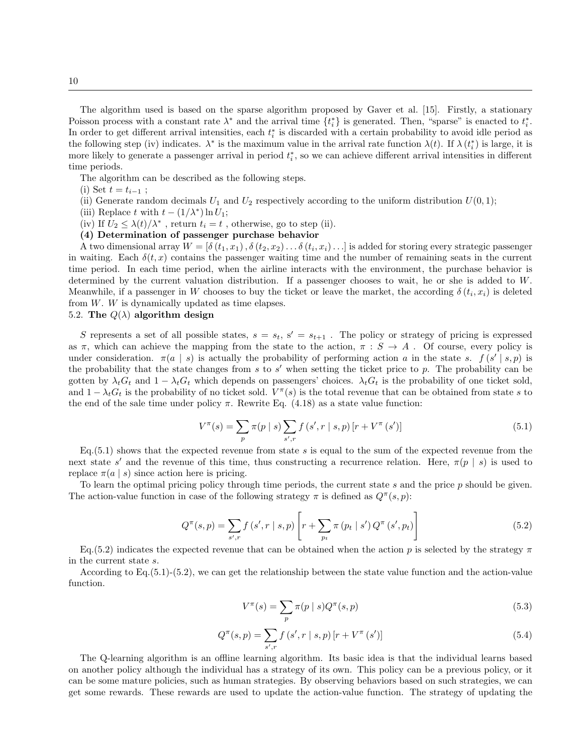The algorithm used is based on the sparse algorithm proposed by Gaver et al. [15]. Firstly, a stationary Poisson process with a constant rate $\lambda^*$ and the arrival time $\{t_i^*\}$ is generated. Then, "sparse" is enacted to $t_i^*$. In order to get different arrival intensities, each $t_i^*$ is discarded with a certain probability to avoid idle period as the following step (iv) indicates. $\lambda^*$ is the maximum value in the arrival rate function $\lambda(t)$. If $\lambda(t_i^*)$ is large, it is more likely to generate a passenger arrival in period $t_i^*$, so we can achieve different arrival intensities in different time periods.

The algorithm can be described as the following steps.

(i) Set $t = t_{i-1}$ ;

(ii) Generate random decimals $U_1$ and $U_2$ respectively according to the uniform distribution $U(0,1)$;

(iii) Replace $t$ with $t - (1/\lambda^*)\ln U_1$;

(iv) If $U_2 \leq \lambda(t)/\lambda^*$ , return $t_i = t$ , otherwise, go to step (ii).

**(4) Determination of passenger purchase behavior**

A two dimensional array $W = [\delta(t_1, x_1), \delta(t_2, x_2) \ldots \delta(t_i, x_i) \ldots]$ is added for storing every strategic passenger in waiting. Each $\delta(t, x)$ contains the passenger waiting time and the number of remaining seats in the current time period. In each time period, when the airline interacts with the environment, the purchase behavior is determined by the current valuation distribution. If a passenger chooses to wait, he or she is added to $W$. Meanwhile, if a passenger in $W$ chooses to buy the ticket or leave the market, the according $\delta(t_i, x_i)$ is deleted from $W$. $W$ is dynamically updated as time elapses.

## 5.2. The $Q(\lambda)$ algorithm design

$S$ represents a set of all possible states, $s = s_t$, $s' = s_{t+1}$ . The policy or strategy of pricing is expressed as $\pi$, which can achieve the mapping from the state to the action, $\pi : S \to A$ . Of course, every policy is under consideration. $\pi(a \mid s)$ is actually the probability of performing action $a$ in the state $s$. $f(s' \mid s, p)$ is the probability that the state changes from $s$ to $s'$ when setting the ticket price to $p$. The probability can be gotten by $\lambda_t G_t$ and $1 - \lambda_t G_t$ which depends on passengers' choices. $\lambda_t G_t$ is the probability of one ticket sold, and $1 - \lambda_t G_t$ is the probability of no ticket sold. $V^\pi(s)$ is the total revenue that can be obtained from state $s$ to the end of the sale time under policy $\pi$. Rewrite Eq. (4.18) as a state value function:

$$V^\pi(s) = \sum_p \pi(p \mid s) \sum_{s',r} f(s', r \mid s, p)\left[r + V^\pi(s')\right] \tag{5.1}$$

Eq.(5.1) shows that the expected revenue from state $s$ is equal to the sum of the expected revenue from the next state $s'$ and the revenue of this time, thus constructing a recurrence relation. Here, $\pi(p \mid s)$ is used to replace $\pi(a \mid s)$ since action here is pricing.

To learn the optimal pricing policy through time periods, the current state $s$ and the price $p$ should be given. The action-value function in case of the following strategy $\pi$ is defined as $Q^\pi(s, p)$:

$$Q^\pi(s,p) = \sum_{s',r} f(s', r \mid s, p)\left[r + \sum_{p_t} \pi(p_t \mid s')\, Q^\pi(s', p_t)\right] \tag{5.2}$$

Eq.(5.2) indicates the expected revenue that can be obtained when the action $p$ is selected by the strategy $\pi$ in the current state $s$.

According to Eq.(5.1)-(5.2), we can get the relationship between the state value function and the action-value function.

$$V^\pi(s) = \sum_p \pi(p \mid s) Q^\pi(s,p) \tag{5.3}$$

$$Q^\pi(s,p) = \sum_{s',r} f(s', r \mid s, p)\left[r + V^\pi(s')\right] \tag{5.4}$$

The Q-learning algorithm is an offline learning algorithm. Its basic idea is that the individual learns based on another policy although the individual has a strategy of its own. This policy can be a previous policy, or it can be some mature policies, such as human strategies. By observing behaviors based on such strategies, we can get some rewards. These rewards are used to update the action-value function. The strategy of updating the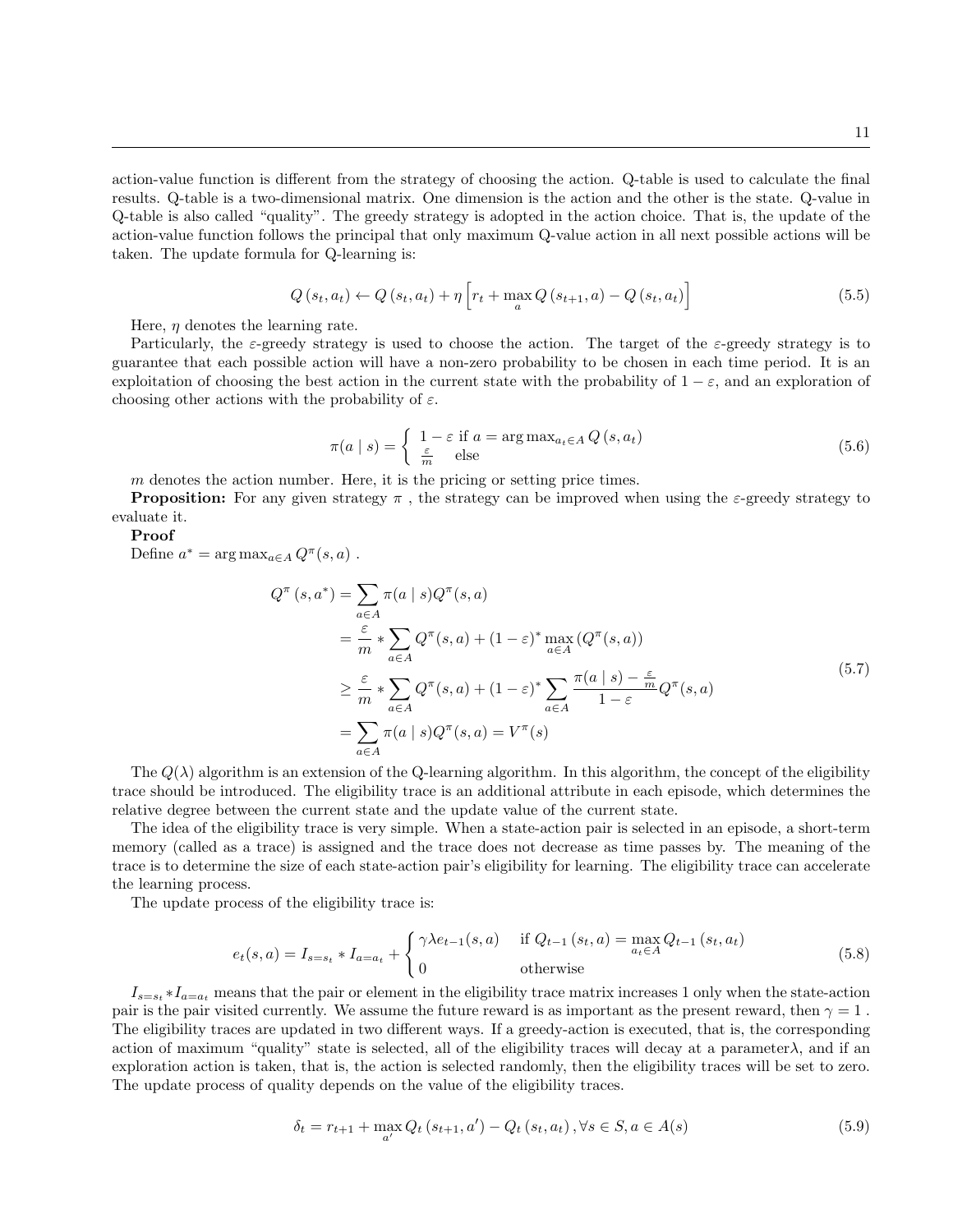action-value function is different from the strategy of choosing the action. Q-table is used to calculate the final results. Q-table is a two-dimensional matrix. One dimension is the action and the other is the state. Q-value in Q-table is also called "quality". The greedy strategy is adopted in the action choice. That is, the update of the action-value function follows the principal that only maximum Q-value action in all next possible actions will be taken. The update formula for Q-learning is:

$$Q\left(s_t, a_t\right) \leftarrow Q\left(s_t, a_t\right)+\eta\left[r_t+\max _a Q\left(s_{t+1}, a\right)-Q\left(s_t, a_t\right)\right] \tag{5.5}$$

Here, $\eta$ denotes the learning rate.

Particularly, the $\varepsilon$-greedy strategy is used to choose the action. The target of the $\varepsilon$-greedy strategy is to guarantee that each possible action will have a non-zero probability to be chosen in each time period. It is an exploitation of choosing the best action in the current state with the probability of $1-\varepsilon$, and an exploration of choosing other actions with the probability of $\varepsilon$.

$$\pi(a \mid s)=\left\{\begin{array}{ll} 1-\varepsilon \text { if } a=\arg \max _{a_t \in A} Q\left(s, a_t\right) \\ \frac{\varepsilon}{m} \quad \text { else } \end{array}\right. \tag{5.6}$$

$m$ denotes the action number. Here, it is the pricing or setting price times.

**Proposition:** For any given strategy $\pi$ , the strategy can be improved when using the $\varepsilon$-greedy strategy to evaluate it.

**Proof**

Define $a^*=\arg \max _{a \in A} Q^\pi(s, a)$ .

$$\begin{aligned} Q^\pi\left(s, a^*\right) & =\sum_{a \in A} \pi(a \mid s) Q^\pi(s, a) \\ & =\frac{\varepsilon}{m} * \sum_{a \in A} Q^\pi(s, a)+(1-\varepsilon)^* \max _{a \in A}\left(Q^\pi(s, a)\right) \\ & \geq \frac{\varepsilon}{m} * \sum_{a \in A} Q^\pi(s, a)+(1-\varepsilon)^* \sum_{a \in A} \frac{\pi(a \mid s)-\frac{\varepsilon}{m}}{1-\varepsilon} Q^\pi(s, a) \\ & =\sum_{a \in A} \pi(a \mid s) Q^\pi(s, a)=V^\pi(s) \end{aligned} \tag{5.7}$$

The $Q(\lambda)$ algorithm is an extension of the Q-learning algorithm. In this algorithm, the concept of the eligibility trace should be introduced. The eligibility trace is an additional attribute in each episode, which determines the relative degree between the current state and the update value of the current state.

The idea of the eligibility trace is very simple. When a state-action pair is selected in an episode, a short-term memory (called as a trace) is assigned and the trace does not decrease as time passes by. The meaning of the trace is to determine the size of each state-action pair's eligibility for learning. The eligibility trace can accelerate the learning process.

The update process of the eligibility trace is:

$$e_t(s, a)=I_{s=s_t} * I_{a=a_t}+\begin{cases}\gamma \lambda e_{t-1}(s, a) & \text { if } Q_{t-1}\left(s, a\right)=\max\limits_{a_t \in A} Q_{t-1}\left(s_t, a_t\right) \\ 0 & \text { otherwise }\end{cases} \tag{5.8}$$

$I_{s=s_t} * I_{a=a_t}$ means that the pair or element in the eligibility trace matrix increases 1 only when the state-action pair is the pair visited currently. We assume the future reward is as important as the present reward, then $\gamma=1$ . The eligibility traces are updated in two different ways. If a greedy-action is executed, that is, the corresponding action of maximum "quality" state is selected, all of the eligibility traces will decay at a parameter$\lambda$, and if an exploration action is taken, that is, the action is selected randomly, then the eligibility traces will be set to zero. The update process of quality depends on the value of the eligibility traces.

$$\delta_t=r_{t+1}+\max _{a^{\prime}} Q_t\left(s_{t+1}, a^{\prime}\right)-Q_t\left(s_t, a_t\right), \forall s \in S, a \in A(s) \tag{5.9}$$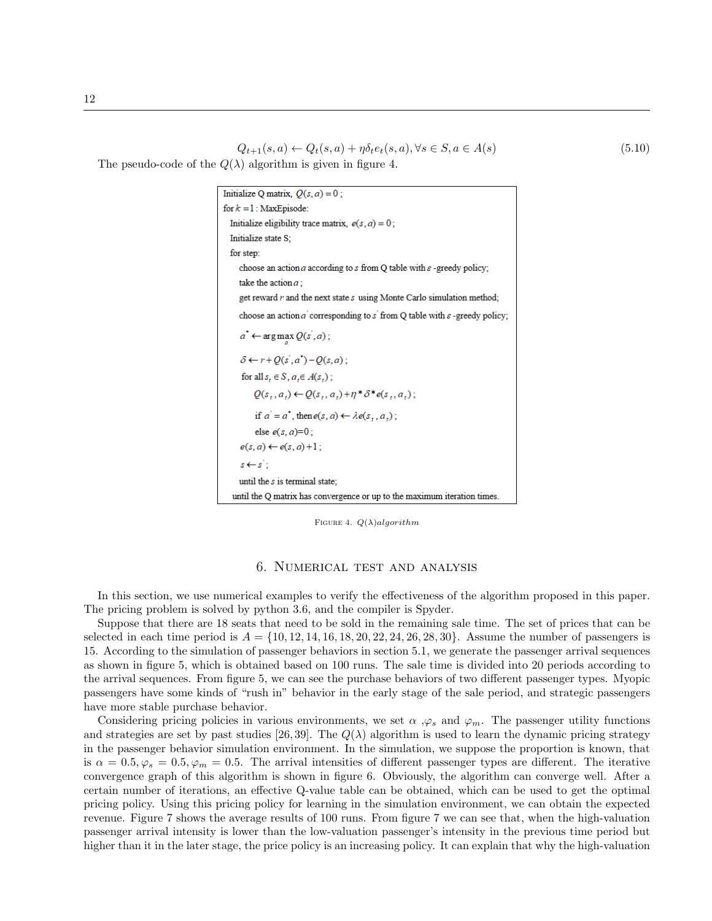$$Q_{t+1}(s,a) \leftarrow Q_t(s,a) + \eta\delta_t e_t(s,a), \forall s \in S, a \in A(s) \tag{5.10}$$

The pseudo-code of the $Q(\lambda)$ algorithm is given in figure 4.

```
Initialize Q matrix, Q(s,a) = 0;
for k = 1 : MaxEpisode:
  Initialize eligibility trace matrix, e(s,a) = 0;
  Initialize state S;
  for step:
    choose an action a according to s from Q table with ε-greedy policy;
    take the action a;
    get reward r and the next state s using Monte Carlo simulation method;
    choose an action a' corresponding to s' from Q table with ε-greedy policy;
    a* ← arg max_a Q(s', a);
    δ ← r + Q(s', a*) − Q(s, a);
    for all s_t ∈ S, a_t ∈ A(s_t);
        Q(s_t, a_t) ← Q(s_t, a_t) + η * δ * e(s_t, a_t);
        if a' = a*, then e(s, a) ← λe(s_t, a_t);
        else e(s, a)=0;
    e(s, a) ← e(s, a) + 1;
    s ← s';
    until the s is terminal state;
  until the Q matrix has convergence or up to the maximum iteration times.
```

FIGURE 4. $Q(\lambda)algorithm$

## 6. Numerical test and analysis

In this section, we use numerical examples to verify the effectiveness of the algorithm proposed in this paper. The pricing problem is solved by python 3.6, and the compiler is Spyder.

Suppose that there are 18 seats that need to be sold in the remaining sale time. The set of prices that can be selected in each time period is $A = \{10, 12, 14, 16, 18, 20, 22, 24, 26, 28, 30\}$. Assume the number of passengers is 15. According to the simulation of passenger behaviors in section 5.1, we generate the passenger arrival sequences as shown in figure 5, which is obtained based on 100 runs. The sale time is divided into 20 periods according to the arrival sequences. From figure 5, we can see the purchase behaviors of two different passenger types. Myopic passengers have some kinds of "rush in" behavior in the early stage of the sale period, and strategic passengers have more stable purchase behavior.

Considering pricing policies in various environments, we set $\alpha$ ,$\varphi_s$ and $\varphi_m$. The passenger utility functions and strategies are set by past studies [26,39]. The $Q(\lambda)$ algorithm is used to learn the dynamic pricing strategy in the passenger behavior simulation environment. In the simulation, we suppose the proportion is known, that is $\alpha = 0.5, \varphi_s = 0.5, \varphi_m = 0.5$. The arrival intensities of different passenger types are different. The iterative convergence graph of this algorithm is shown in figure 6. Obviously, the algorithm can converge well. After a certain number of iterations, an effective Q-value table can be obtained, which can be used to get the optimal pricing policy. Using this pricing policy for learning in the simulation environment, we can obtain the expected revenue. Figure 7 shows the average results of 100 runs. From figure 7 we can see that, when the high-valuation passenger arrival intensity is lower than the low-valuation passenger's intensity in the previous time period but higher than it in the later stage, the price policy is an increasing policy. It can explain that why the high-valuation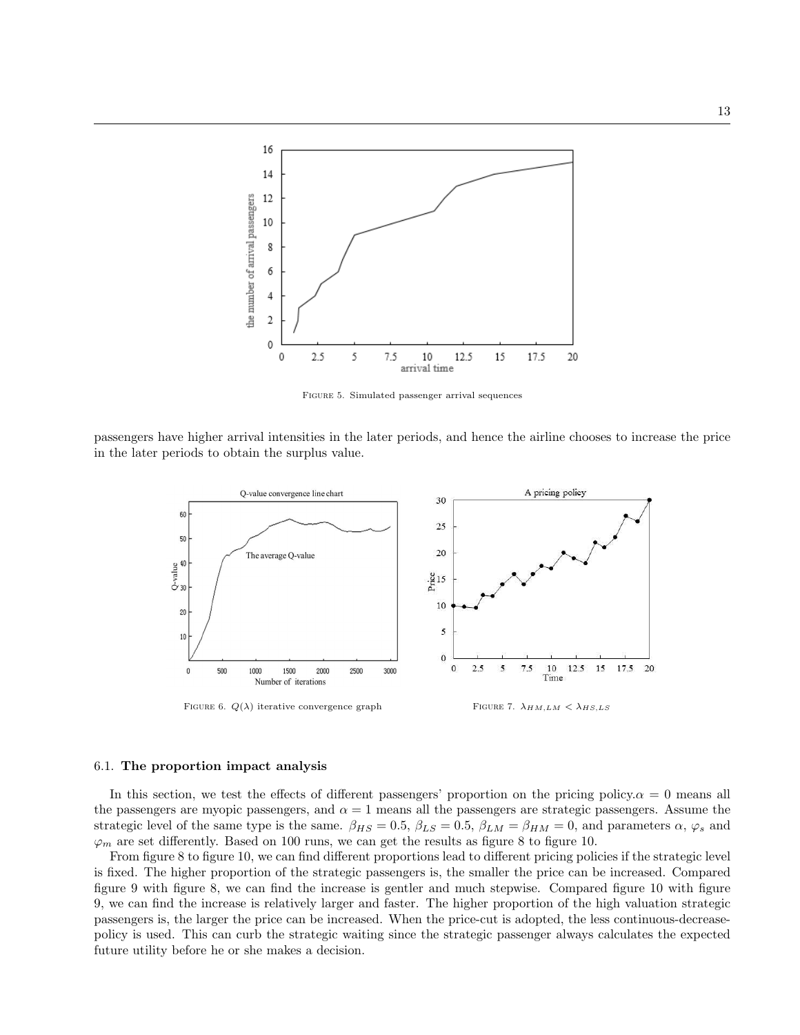FIGURE 5. Simulated passenger arrival sequences

passengers have higher arrival intensities in the later periods, and hence the airline chooses to increase the price in the later periods to obtain the surplus value.

FIGURE 6. $Q(\lambda)$ iterative convergence graph

FIGURE 7. $\lambda_{HM,LM} < \lambda_{HS,LS}$

### 6.1. **The proportion impact analysis**

In this section, we test the effects of different passengers' proportion on the pricing policy. $\alpha = 0$ means all the passengers are myopic passengers, and $\alpha = 1$ means all the passengers are strategic passengers. Assume the strategic level of the same type is the same. $\beta_{HS} = 0.5$, $\beta_{LS} = 0.5$, $\beta_{LM} = \beta_{HM} = 0$, and parameters $\alpha$, $\varphi_s$ and $\varphi_m$ are set differently. Based on 100 runs, we can get the results as figure 8 to figure 10.

From figure 8 to figure 10, we can find different proportions lead to different pricing policies if the strategic level is fixed. The higher proportion of the strategic passengers is, the smaller the price can be increased. Compared figure 9 with figure 8, we can find the increase is gentler and much stepwise. Compared figure 10 with figure 9, we can find the increase is relatively larger and faster. The higher proportion of the high valuation strategic passengers is, the larger the price can be increased. When the price-cut is adopted, the less continuous-decrease-policy is used. This can curb the strategic waiting since the strategic passenger always calculates the expected future utility before he or she makes a decision.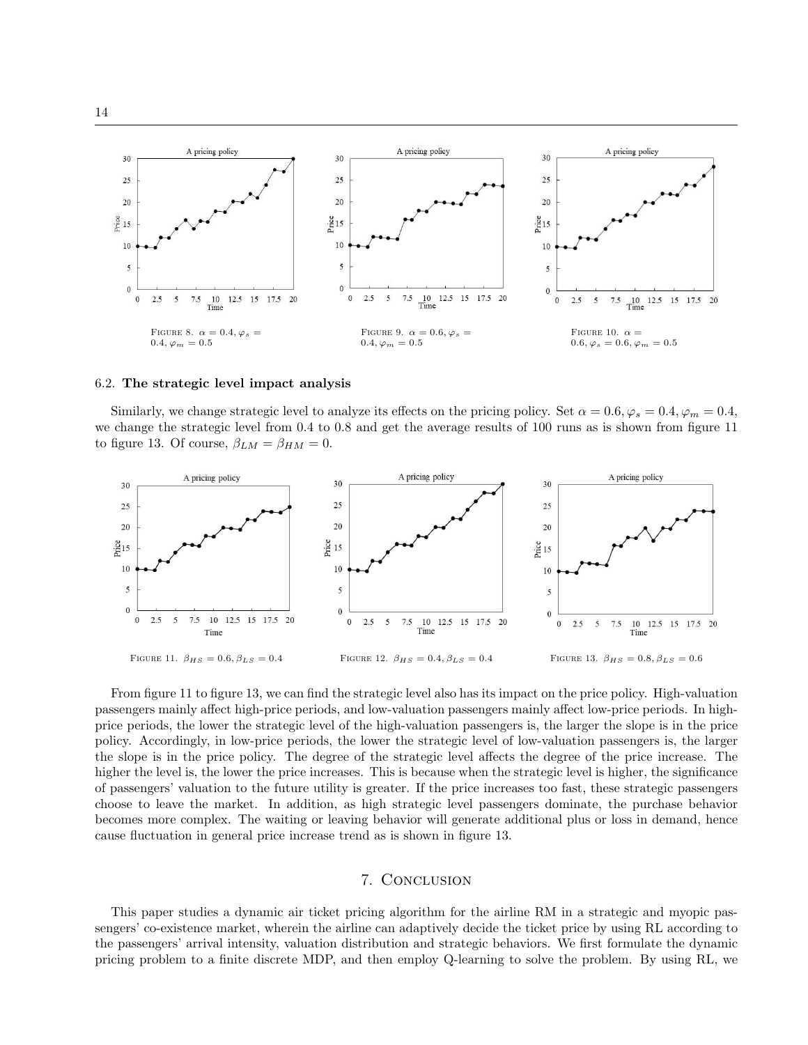FIGURE 8. $\alpha = 0.4, \varphi_s = 0.4, \varphi_m = 0.5$

FIGURE 9. $\alpha = 0.6, \varphi_s = 0.4, \varphi_m = 0.5$

FIGURE 10. $\alpha = 0.6, \varphi_s = 0.6, \varphi_m = 0.5$

### 6.2. **The strategic level impact analysis**

Similarly, we change strategic level to analyze its effects on the pricing policy. Set $\alpha = 0.6, \varphi_s = 0.4, \varphi_m = 0.4$, we change the strategic level from 0.4 to 0.8 and get the average results of 100 runs as is shown from figure 11 to figure 13. Of course, $\beta_{LM} = \beta_{HM} = 0$.

FIGURE 11. $\beta_{HS} = 0.6, \beta_{LS} = 0.4$

FIGURE 12. $\beta_{HS} = 0.4, \beta_{LS} = 0.4$

FIGURE 13. $\beta_{HS} = 0.8, \beta_{LS} = 0.6$

From figure 11 to figure 13, we can find the strategic level also has its impact on the price policy. High-valuation passengers mainly affect high-price periods, and low-valuation passengers mainly affect low-price periods. In high-price periods, the lower the strategic level of the high-valuation passengers is, the larger the slope is in the price policy. Accordingly, in low-price periods, the lower the strategic level of low-valuation passengers is, the larger the slope is in the price policy. The degree of the strategic level affects the degree of the price increase. The higher the level is, the lower the price increases. This is because when the strategic level is higher, the significance of passengers' valuation to the future utility is greater. If the price increases too fast, these strategic passengers choose to leave the market. In addition, as high strategic level passengers dominate, the purchase behavior becomes more complex. The waiting or leaving behavior will generate additional plus or loss in demand, hence cause fluctuation in general price increase trend as is shown in figure 13.

## 7. Conclusion

This paper studies a dynamic air ticket pricing algorithm for the airline RM in a strategic and myopic passengers' co-existence market, wherein the airline can adaptively decide the ticket price by using RL according to the passengers' arrival intensity, valuation distribution and strategic behaviors. We first formulate the dynamic pricing problem to a finite discrete MDP, and then employ Q-learning to solve the problem. By using RL, we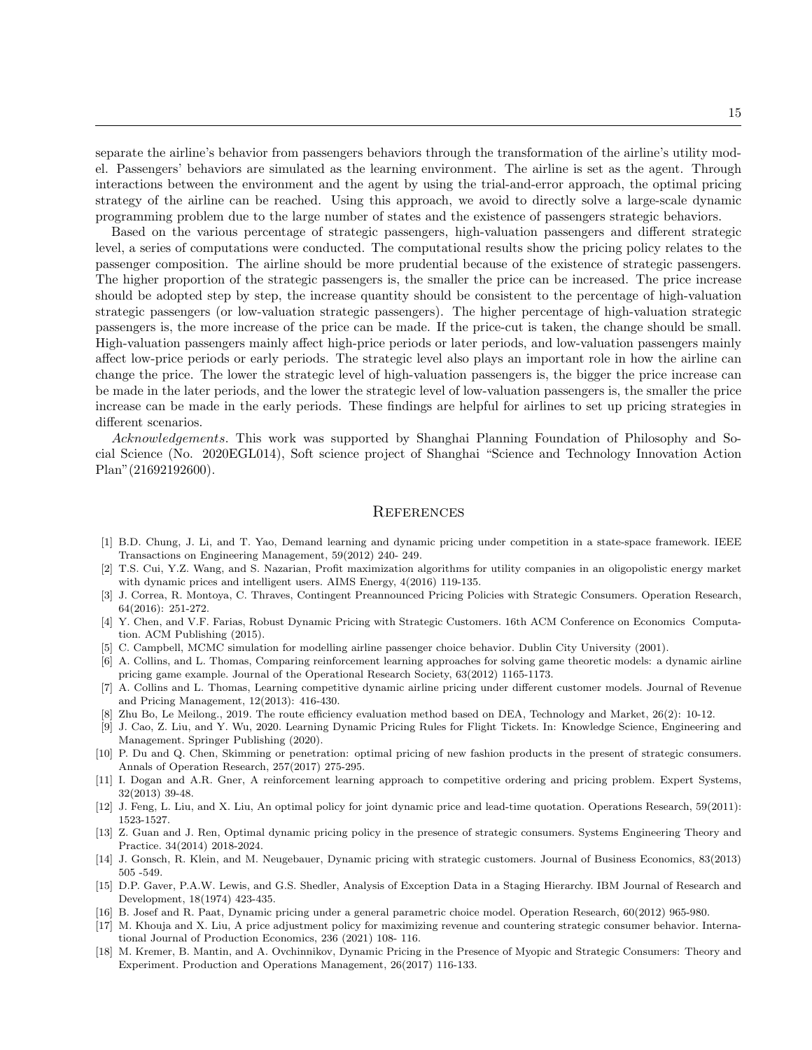separate the airline's behavior from passengers behaviors through the transformation of the airline's utility model. Passengers' behaviors are simulated as the learning environment. The airline is set as the agent. Through interactions between the environment and the agent by using the trial-and-error approach, the optimal pricing strategy of the airline can be reached. Using this approach, we avoid to directly solve a large-scale dynamic programming problem due to the large number of states and the existence of passengers strategic behaviors.

Based on the various percentage of strategic passengers, high-valuation passengers and different strategic level, a series of computations were conducted. The computational results show the pricing policy relates to the passenger composition. The airline should be more prudential because of the existence of strategic passengers. The higher proportion of the strategic passengers is, the smaller the price can be increased. The price increase should be adopted step by step, the increase quantity should be consistent to the percentage of high-valuation strategic passengers (or low-valuation strategic passengers). The higher percentage of high-valuation strategic passengers is, the more increase of the price can be made. If the price-cut is taken, the change should be small. High-valuation passengers mainly affect high-price periods or later periods, and low-valuation passengers mainly affect low-price periods or early periods. The strategic level also plays an important role in how the airline can change the price. The lower the strategic level of high-valuation passengers is, the bigger the price increase can be made in the later periods, and the lower the strategic level of low-valuation passengers is, the smaller the price increase can be made in the early periods. These findings are helpful for airlines to set up pricing strategies in different scenarios.

*Acknowledgements.* This work was supported by Shanghai Planning Foundation of Philosophy and Social Science (No. 2020EGL014), Soft science project of Shanghai "Science and Technology Innovation Action Plan"(21692192600).

## References

[1] B.D. Chung, J. Li, and T. Yao, Demand learning and dynamic pricing under competition in a state-space framework. IEEE Transactions on Engineering Management, 59(2012) 240- 249.

[2] T.S. Cui, Y.Z. Wang, and S. Nazarian, Profit maximization algorithms for utility companies in an oligopolistic energy market with dynamic prices and intelligent users. AIMS Energy, 4(2016) 119-135.

[3] J. Correa, R. Montoya, C. Thraves, Contingent Preannounced Pricing Policies with Strategic Consumers. Operation Research, 64(2016): 251-272.

[4] Y. Chen, and V.F. Farias, Robust Dynamic Pricing with Strategic Customers. 16th ACM Conference on Economics Computation. ACM Publishing (2015).

[5] C. Campbell, MCMC simulation for modelling airline passenger choice behavior. Dublin City University (2001).

[6] A. Collins, and L. Thomas, Comparing reinforcement learning approaches for solving game theoretic models: a dynamic airline pricing game example. Journal of the Operational Research Society, 63(2012) 1165-1173.

[7] A. Collins and L. Thomas, Learning competitive dynamic airline pricing under different customer models. Journal of Revenue and Pricing Management, 12(2013): 416-430.

[8] Zhu Bo, Le Meilong., 2019. The route efficiency evaluation method based on DEA, Technology and Market, 26(2): 10-12.

[9] J. Cao, Z. Liu, and Y. Wu, 2020. Learning Dynamic Pricing Rules for Flight Tickets. In: Knowledge Science, Engineering and Management. Springer Publishing (2020).

[10] P. Du and Q. Chen, Skimming or penetration: optimal pricing of new fashion products in the present of strategic consumers. Annals of Operation Research, 257(2017) 275-295.

[11] I. Dogan and A.R. Gner, A reinforcement learning approach to competitive ordering and pricing problem. Expert Systems, 32(2013) 39-48.

[12] J. Feng, L. Liu, and X. Liu, An optimal policy for joint dynamic price and lead-time quotation. Operations Research, 59(2011): 1523-1527.

[13] Z. Guan and J. Ren, Optimal dynamic pricing policy in the presence of strategic consumers. Systems Engineering Theory and Practice. 34(2014) 2018-2024.

[14] J. Gonsch, R. Klein, and M. Neugebauer, Dynamic pricing with strategic customers. Journal of Business Economics, 83(2013) 505 -549.

[15] D.P. Gaver, P.A.W. Lewis, and G.S. Shedler, Analysis of Exception Data in a Staging Hierarchy. IBM Journal of Research and Development, 18(1974) 423-435.

[16] B. Josef and R. Paat, Dynamic pricing under a general parametric choice model. Operation Research, 60(2012) 965-980.

[17] M. Khouja and X. Liu, A price adjustment policy for maximizing revenue and countering strategic consumer behavior. International Journal of Production Economics, 236 (2021) 108- 116.

[18] M. Kremer, B. Mantin, and A. Ovchinnikov, Dynamic Pricing in the Presence of Myopic and Strategic Consumers: Theory and Experiment. Production and Operations Management, 26(2017) 116-133.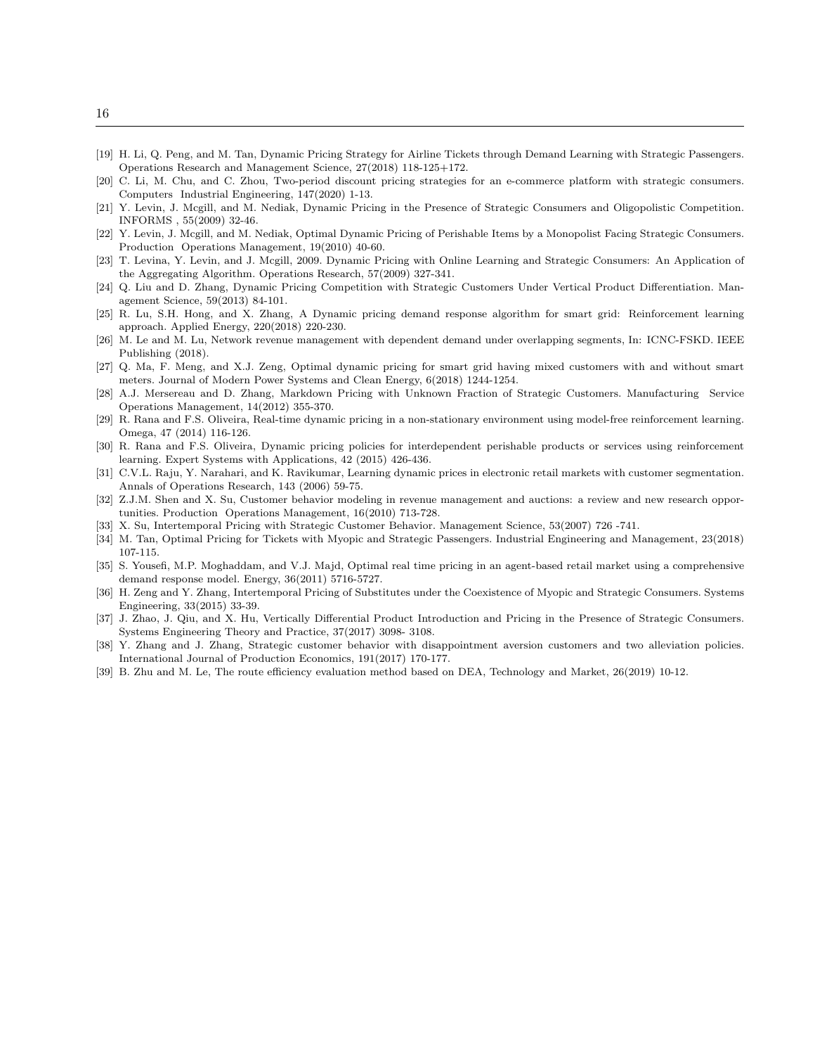[19] H. Li, Q. Peng, and M. Tan, Dynamic Pricing Strategy for Airline Tickets through Demand Learning with Strategic Passengers. Operations Research and Management Science, 27(2018) 118-125+172.

[20] C. Li, M. Chu, and C. Zhou, Two-period discount pricing strategies for an e-commerce platform with strategic consumers. Computers Industrial Engineering, 147(2020) 1-13.

[21] Y. Levin, J. Mcgill, and M. Nediak, Dynamic Pricing in the Presence of Strategic Consumers and Oligopolistic Competition. INFORMS , 55(2009) 32-46.

[22] Y. Levin, J. Mcgill, and M. Nediak, Optimal Dynamic Pricing of Perishable Items by a Monopolist Facing Strategic Consumers. Production Operations Management, 19(2010) 40-60.

[23] T. Levina, Y. Levin, and J. Mcgill, 2009. Dynamic Pricing with Online Learning and Strategic Consumers: An Application of the Aggregating Algorithm. Operations Research, 57(2009) 327-341.

[24] Q. Liu and D. Zhang, Dynamic Pricing Competition with Strategic Customers Under Vertical Product Differentiation. Management Science, 59(2013) 84-101.

[25] R. Lu, S.H. Hong, and X. Zhang, A Dynamic pricing demand response algorithm for smart grid: Reinforcement learning approach. Applied Energy, 220(2018) 220-230.

[26] M. Le and M. Lu, Network revenue management with dependent demand under overlapping segments, In: ICNC-FSKD. IEEE Publishing (2018).

[27] Q. Ma, F. Meng, and X.J. Zeng, Optimal dynamic pricing for smart grid having mixed customers with and without smart meters. Journal of Modern Power Systems and Clean Energy, 6(2018) 1244-1254.

[28] A.J. Mersereau and D. Zhang, Markdown Pricing with Unknown Fraction of Strategic Customers. Manufacturing Service Operations Management, 14(2012) 355-370.

[29] R. Rana and F.S. Oliveira, Real-time dynamic pricing in a non-stationary environment using model-free reinforcement learning. Omega, 47 (2014) 116-126.

[30] R. Rana and F.S. Oliveira, Dynamic pricing policies for interdependent perishable products or services using reinforcement learning. Expert Systems with Applications, 42 (2015) 426-436.

[31] C.V.L. Raju, Y. Narahari, and K. Ravikumar, Learning dynamic prices in electronic retail markets with customer segmentation. Annals of Operations Research, 143 (2006) 59-75.

[32] Z.J.M. Shen and X. Su, Customer behavior modeling in revenue management and auctions: a review and new research opportunities. Production Operations Management, 16(2010) 713-728.

[33] X. Su, Intertemporal Pricing with Strategic Customer Behavior. Management Science, 53(2007) 726 -741.

[34] M. Tan, Optimal Pricing for Tickets with Myopic and Strategic Passengers. Industrial Engineering and Management, 23(2018) 107-115.

[35] S. Yousefi, M.P. Moghaddam, and V.J. Majd, Optimal real time pricing in an agent-based retail market using a comprehensive demand response model. Energy, 36(2011) 5716-5727.

[36] H. Zeng and Y. Zhang, Intertemporal Pricing of Substitutes under the Coexistence of Myopic and Strategic Consumers. Systems Engineering, 33(2015) 33-39.

[37] J. Zhao, J. Qiu, and X. Hu, Vertically Differential Product Introduction and Pricing in the Presence of Strategic Consumers. Systems Engineering Theory and Practice, 37(2017) 3098- 3108.

[38] Y. Zhang and J. Zhang, Strategic customer behavior with disappointment aversion customers and two alleviation policies. International Journal of Production Economics, 191(2017) 170-177.

[39] B. Zhu and M. Le, The route efficiency evaluation method based on DEA, Technology and Market, 26(2019) 10-12.